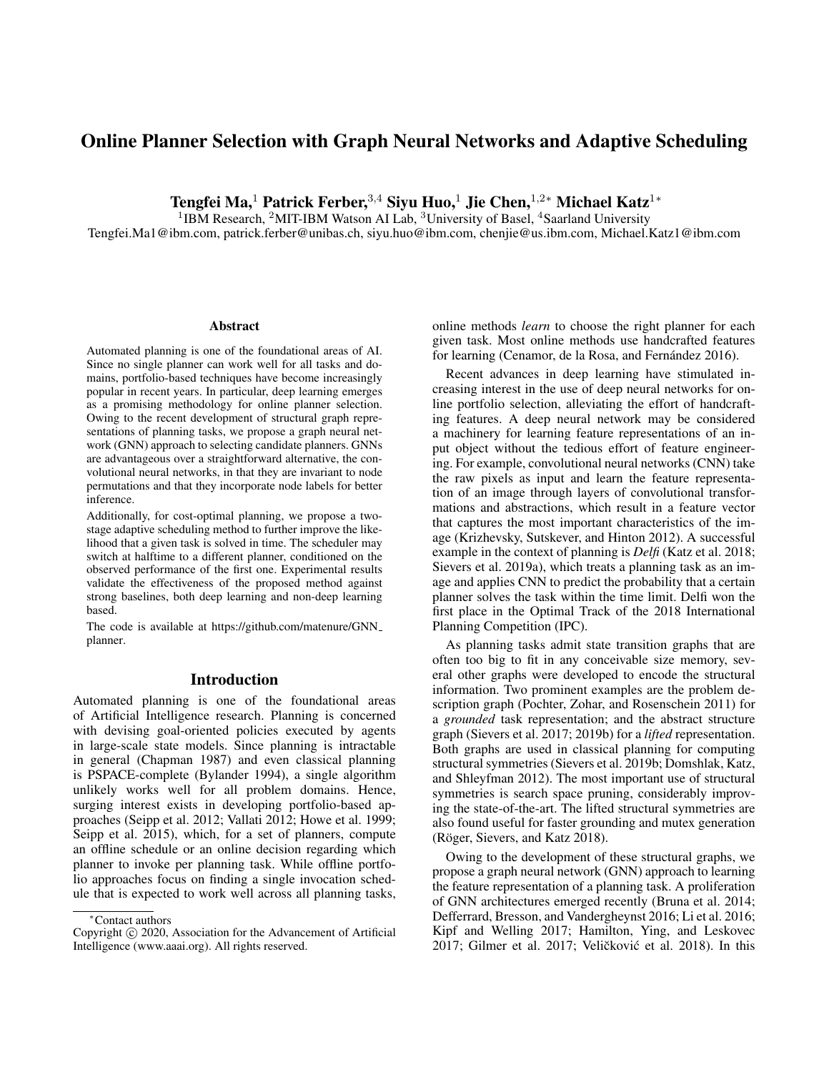# Online Planner Selection with Graph Neural Networks and Adaptive Scheduling

**Tengfei Ma,[1] Patrick Ferber,[3,4] Siyu Huo,[1] Jie Chen,[1,2*] Michael Katz[1*]**

[1]IBM Research, [2]MIT-IBM Watson AI Lab, [3]University of Basel, [4]Saarland University

Tengfei.Ma1@ibm.com, patrick.ferber@unibas.ch, siyu.huo@ibm.com, chenjie@us.ibm.com, Michael.Katz1@ibm.com

## Abstract

Automated planning is one of the foundational areas of AI. Since no single planner can work well for all tasks and domains, portfolio-based techniques have become increasingly popular in recent years. In particular, deep learning emerges as a promising methodology for online planner selection. Owing to the recent development of structural graph representations of planning tasks, we propose a graph neural network (GNN) approach to selecting candidate planners. GNNs are advantageous over a straightforward alternative, the convolutional neural networks, in that they are invariant to node permutations and that they incorporate node labels for better inference.

Additionally, for cost-optimal planning, we propose a two-stage adaptive scheduling method to further improve the likelihood that a given task is solved in time. The scheduler may switch at halftime to a different planner, conditioned on the observed performance of the first one. Experimental results validate the effectiveness of the proposed method against strong baselines, both deep learning and non-deep learning based.

The code is available at https://github.com/matenure/GNN_planner.

## Introduction

Automated planning is one of the foundational areas of Artificial Intelligence research. Planning is concerned with devising goal-oriented policies executed by agents in large-scale state models. Since planning is intractable in general (Chapman 1987) and even classical planning is PSPACE-complete (Bylander 1994), a single algorithm unlikely works well for all problem domains. Hence, surging interest exists in developing portfolio-based approaches (Seipp et al. 2012; Vallati 2012; Howe et al. 1999; Seipp et al. 2015), which, for a set of planners, compute an offline schedule or an online decision regarding which planner to invoke per planning task. While offline portfolio approaches focus on finding a single invocation schedule that is expected to work well across all planning tasks, online methods *learn* to choose the right planner for each given task. Most online methods use handcrafted features for learning (Cenamor, de la Rosa, and Fernández 2016).

Recent advances in deep learning have stimulated increasing interest in the use of deep neural networks for online portfolio selection, alleviating the effort of handcrafting features. A deep neural network may be considered a machinery for learning feature representations of an input object without the tedious effort of feature engineering. For example, convolutional neural networks (CNN) take the raw pixels as input and learn the feature representation of an image through layers of convolutional transformations and abstractions, which result in a feature vector that captures the most important characteristics of the image (Krizhevsky, Sutskever, and Hinton 2012). A successful example in the context of planning is *Delfi* (Katz et al. 2018; Sievers et al. 2019a), which treats a planning task as an image and applies CNN to predict the probability that a certain planner solves the task within the time limit. Delfi won the first place in the Optimal Track of the 2018 International Planning Competition (IPC).

As planning tasks admit state transition graphs that are often too big to fit in any conceivable size memory, several other graphs were developed to encode the structural information. Two prominent examples are the problem description graph (Pochter, Zohar, and Rosenschein 2011) for a *grounded* task representation; and the abstract structure graph (Sievers et al. 2017; 2019b) for a *lifted* representation. Both graphs are used in classical planning for computing structural symmetries (Sievers et al. 2019b; Domshlak, Katz, and Shleyfman 2012). The most important use of structural symmetries is search space pruning, considerably improving the state-of-the-art. The lifted structural symmetries are also found useful for faster grounding and mutex generation (Röger, Sievers, and Katz 2018).

Owing to the development of these structural graphs, we propose a graph neural network (GNN) approach to learning the feature representation of a planning task. A proliferation of GNN architectures emerged recently (Bruna et al. 2014; Defferrard, Bresson, and Vandergheynst 2016; Li et al. 2016; Kipf and Welling 2017; Hamilton, Ying, and Leskovec 2017; Gilmer et al. 2017; Veličković et al. 2018). In this

*Contact authors

Copyright © 2020, Association for the Advancement of Artificial Intelligence (www.aaai.org). All rights reserved.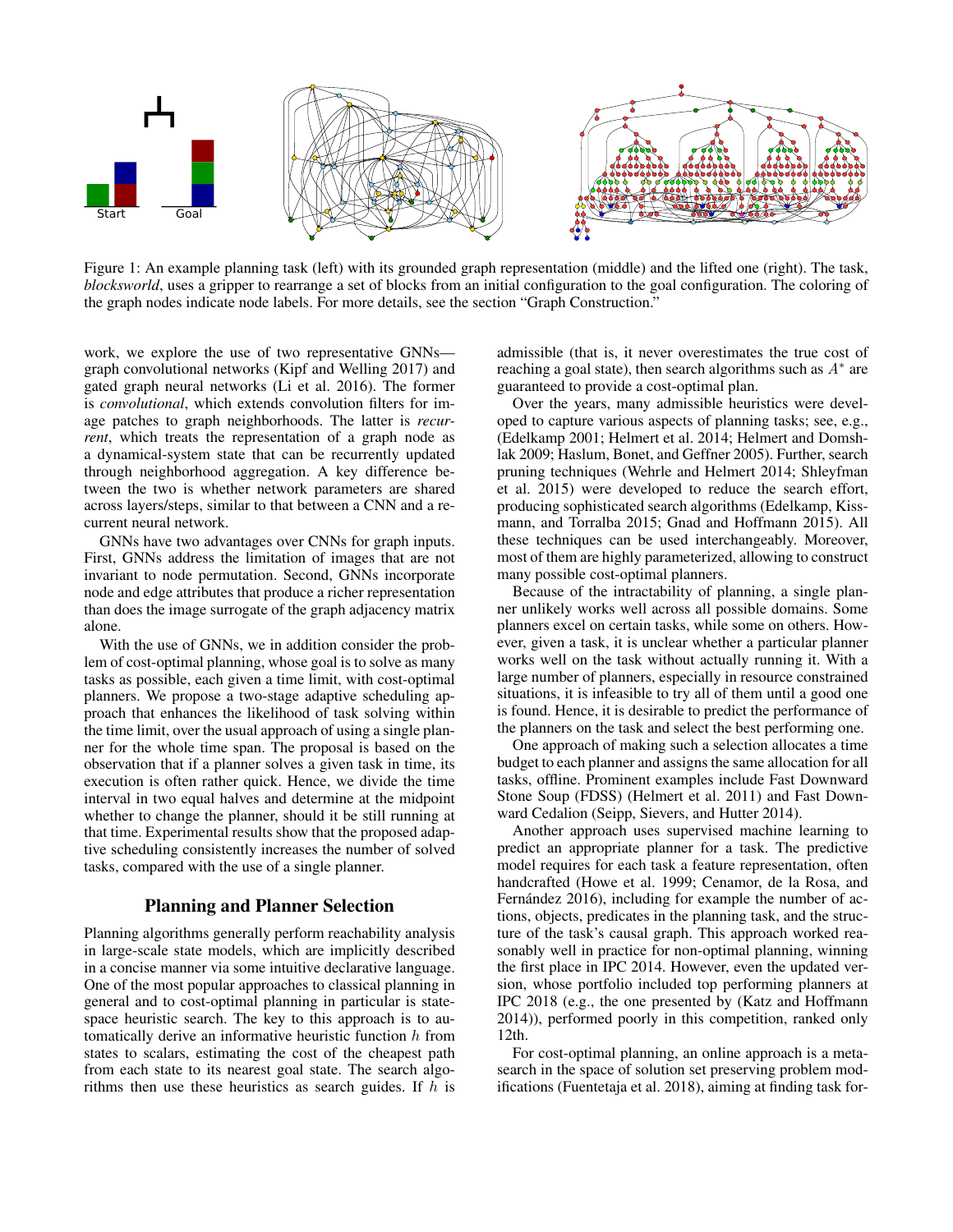Figure 1: An example planning task (left) with its grounded graph representation (middle) and the lifted one (right). The task, *blocksworld*, uses a gripper to rearrange a set of blocks from an initial configuration to the goal configuration. The coloring of the graph nodes indicate node labels. For more details, see the section "Graph Construction."

work, we explore the use of two representative GNNs—graph convolutional networks (Kipf and Welling 2017) and gated graph neural networks (Li et al. 2016). The former is *convolutional*, which extends convolution filters for image patches to graph neighborhoods. The latter is *recurrent*, which treats the representation of a graph node as a dynamical-system state that can be recurrently updated through neighborhood aggregation. A key difference between the two is whether network parameters are shared across layers/steps, similar to that between a CNN and a recurrent neural network.

GNNs have two advantages over CNNs for graph inputs. First, GNNs address the limitation of images that are not invariant to node permutation. Second, GNNs incorporate node and edge attributes that produce a richer representation than does the image surrogate of the graph adjacency matrix alone.

With the use of GNNs, we in addition consider the problem of cost-optimal planning, whose goal is to solve as many tasks as possible, each given a time limit, with cost-optimal planners. We propose a two-stage adaptive scheduling approach that enhances the likelihood of task solving within the time limit, over the usual approach of using a single planner for the whole time span. The proposal is based on the observation that if a planner solves a given task in time, its execution is often rather quick. Hence, we divide the time interval in two equal halves and determine at the midpoint whether to change the planner, should it be still running at that time. Experimental results show that the proposed adaptive scheduling consistently increases the number of solved tasks, compared with the use of a single planner.

## Planning and Planner Selection

Planning algorithms generally perform reachability analysis in large-scale state models, which are implicitly described in a concise manner via some intuitive declarative language. One of the most popular approaches to classical planning in general and to cost-optimal planning in particular is state-space heuristic search. The key to this approach is to automatically derive an informative heuristic function $h$ from states to scalars, estimating the cost of the cheapest path from each state to its nearest goal state. The search algorithms then use these heuristics as search guides. If $h$ is admissible (that is, it never overestimates the true cost of reaching a goal state), then search algorithms such as $A^*$ are guaranteed to provide a cost-optimal plan.

Over the years, many admissible heuristics were developed to capture various aspects of planning tasks; see, e.g., (Edelkamp 2001; Helmert et al. 2014; Helmert and Domshlak 2009; Haslum, Bonet, and Geffner 2005). Further, search pruning techniques (Wehrle and Helmert 2014; Shleyfman et al. 2015) were developed to reduce the search effort, producing sophisticated search algorithms (Edelkamp, Kissmann, and Torralba 2015; Gnad and Hoffmann 2015). All these techniques can be used interchangeably. Moreover, most of them are highly parameterized, allowing to construct many possible cost-optimal planners.

Because of the intractability of planning, a single planner unlikely works well across all possible domains. Some planners excel on certain tasks, while some on others. However, given a task, it is unclear whether a particular planner works well on the task without actually running it. With a large number of planners, especially in resource constrained situations, it is infeasible to try all of them until a good one is found. Hence, it is desirable to predict the performance of the planners on the task and select the best performing one.

One approach of making such a selection allocates a time budget to each planner and assigns the same allocation for all tasks, offline. Prominent examples include Fast Downward Stone Soup (FDSS) (Helmert et al. 2011) and Fast Downward Cedalion (Seipp, Sievers, and Hutter 2014).

Another approach uses supervised machine learning to predict an appropriate planner for a task. The predictive model requires for each task a feature representation, often handcrafted (Howe et al. 1999; Cenamor, de la Rosa, and Fernández 2016), including for example the number of actions, objects, predicates in the planning task, and the structure of the task's causal graph. This approach worked reasonably well in practice for non-optimal planning, winning the first place in IPC 2014. However, even the updated version, whose portfolio included top performing planners at IPC 2018 (e.g., the one presented by (Katz and Hoffmann 2014)), performed poorly in this competition, ranked only 12th.

For cost-optimal planning, an online approach is a metasearch in the space of solution set preserving problem modifications (Fuentetaja et al. 2018), aiming at finding task for-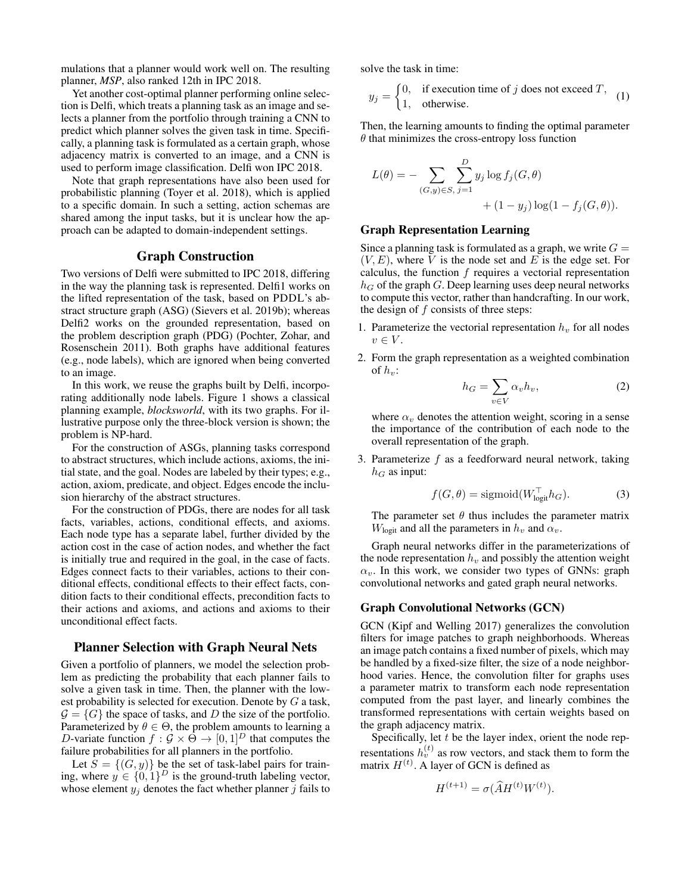mulations that a planner would work well on. The resulting planner, *MSP*, also ranked 12th in IPC 2018.

Yet another cost-optimal planner performing online selection is Delfi, which treats a planning task as an image and selects a planner from the portfolio through training a CNN to predict which planner solves the given task in time. Specifically, a planning task is formulated as a certain graph, whose adjacency matrix is converted to an image, and a CNN is used to perform image classification. Delfi won IPC 2018.

Note that graph representations have also been used for probabilistic planning (Toyer et al. 2018), which is applied to a specific domain. In such a setting, action schemas are shared among the input tasks, but it is unclear how the approach can be adapted to domain-independent settings.

## Graph Construction

Two versions of Delfi were submitted to IPC 2018, differing in the way the planning task is represented. Delfi1 works on the lifted representation of the task, based on PDDL's abstract structure graph (ASG) (Sievers et al. 2019b); whereas Delfi2 works on the grounded representation, based on the problem description graph (PDG) (Pochter, Zohar, and Rosenschein 2011). Both graphs have additional features (e.g., node labels), which are ignored when being converted to an image.

In this work, we reuse the graphs built by Delfi, incorporating additionally node labels. Figure 1 shows a classical planning example, *blocksworld*, with its two graphs. For illustrative purpose only the three-block version is shown; the problem is NP-hard.

For the construction of ASGs, planning tasks correspond to abstract structures, which include actions, axioms, the initial state, and the goal. Nodes are labeled by their types; e.g., action, axiom, predicate, and object. Edges encode the inclusion hierarchy of the abstract structures.

For the construction of PDGs, there are nodes for all task facts, variables, actions, conditional effects, and axioms. Each node type has a separate label, further divided by the action cost in the case of action nodes, and whether the fact is initially true and required in the goal, in the case of facts. Edges connect facts to their variables, actions to their conditional effects, conditional effects to their effect facts, condition facts to their conditional effects, precondition facts to their actions and axioms, and actions and axioms to their unconditional effect facts.

## Planner Selection with Graph Neural Nets

Given a portfolio of planners, we model the selection problem as predicting the probability that each planner fails to solve a given task in time. Then, the planner with the lowest probability is selected for execution. Denote by $G$ a task, $\mathcal{G} = \{G\}$ the space of tasks, and $D$ the size of the portfolio. Parameterized by $\theta \in \Theta$, the problem amounts to learning a $D$-variate function $f : \mathcal{G} \times \Theta \to [0, 1]^D$ that computes the failure probabilities for all planners in the portfolio.

Let $S = \{(G, y)\}$ be the set of task-label pairs for training, where $y \in \{0, 1\}^D$ is the ground-truth labeling vector, whose element $y_j$ denotes the fact whether planner $j$ fails to solve the task in time:

$$y_j = \begin{cases} 0, & \text{if execution time of } j \text{ does not exceed } T, \\ 1, & \text{otherwise.} \end{cases} \tag{1}$$

Then, the learning amounts to finding the optimal parameter $\theta$ that minimizes the cross-entropy loss function

$$L(\theta) = - \sum_{(G,y) \in S,} \sum_{j=1}^{D} y_j \log f_j(G, \theta) + (1 - y_j) \log(1 - f_j(G, \theta)).$$

### Graph Representation Learning

Since a planning task is formulated as a graph, we write $G = (V, E)$, where $V$ is the node set and $E$ is the edge set. For calculus, the function $f$ requires a vectorial representation $h_G$ of the graph $G$. Deep learning uses deep neural networks to compute this vector, rather than handcrafting. In our work, the design of $f$ consists of three steps:

1. Parameterize the vectorial representation $h_v$ for all nodes $v \in V$.
2. Form the graph representation as a weighted combination of $h_v$:

   $$h_G = \sum_{v \in V} \alpha_v h_v, \tag{2}$$

   where $\alpha_v$ denotes the attention weight, scoring in a sense the importance of the contribution of each node to the overall representation of the graph.
3. Parameterize $f$ as a feedforward neural network, taking $h_G$ as input:

   $$f(G, \theta) = \text{sigmoid}(W_{\text{logit}}^\top h_G). \tag{3}$$

   The parameter set $\theta$ thus includes the parameter matrix $W_{\text{logit}}$ and all the parameters in $h_v$ and $\alpha_v$.

Graph neural networks differ in the parameterizations of the node representation $h_v$ and possibly the attention weight $\alpha_v$. In this work, we consider two types of GNNs: graph convolutional networks and gated graph neural networks.

### Graph Convolutional Networks (GCN)

GCN (Kipf and Welling 2017) generalizes the convolution filters for image patches to graph neighborhoods. Whereas an image patch contains a fixed number of pixels, which may be handled by a fixed-size filter, the size of a node neighborhood varies. Hence, the convolution filter for graphs uses a parameter matrix to transform each node representation computed from the past layer, and linearly combines the transformed representations with certain weights based on the graph adjacency matrix.

Specifically, let $t$ be the layer index, orient the node representations $h_v^{(t)}$ as row vectors, and stack them to form the matrix $H^{(t)}$. A layer of GCN is defined as

$$H^{(t+1)} = \sigma(\widehat{A} H^{(t)} W^{(t)}).$$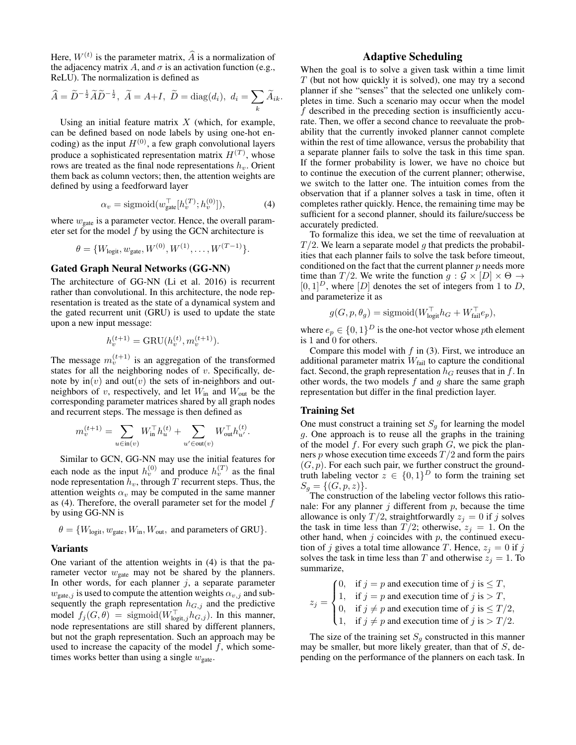Here, $W^{(t)}$ is the parameter matrix, $\widehat{A}$ is a normalization of the adjacency matrix $A$, and $\sigma$ is an activation function (e.g., ReLU). The normalization is defined as

$$\widehat{A} = \widetilde{D}^{-\frac{1}{2}}\widetilde{A}\widetilde{D}^{-\frac{1}{2}},\ \widetilde{A} = A+I,\ \widetilde{D} = \mathrm{diag}(d_i),\ d_i = \sum_k \widetilde{A}_{ik}.$$

Using an initial feature matrix $X$ (which, for example, can be defined based on node labels by using one-hot encoding) as the input $H^{(0)}$, a few graph convolutional layers produce a sophisticated representation matrix $H^{(T)}$, whose rows are treated as the final node representations $h_v$. Orient them back as column vectors; then, the attention weights are defined by using a feedforward layer

$$\alpha_v = \mathrm{sigmoid}(w_{\mathrm{gate}}^\top [h_v^{(T)}; h_v^{(0)}]), \tag{4}$$

where $w_{\mathrm{gate}}$ is a parameter vector. Hence, the overall parameter set for the model $f$ by using the GCN architecture is

$$\theta = \{W_{\mathrm{logit}}, w_{\mathrm{gate}}, W^{(0)}, W^{(1)}, \dots, W^{(T-1)}\}.$$

## Gated Graph Neural Networks (GG-NN)

The architecture of GG-NN (Li et al. 2016) is recurrent rather than convolutional. In this architecture, the node representation is treated as the state of a dynamical system and the gated recurrent unit (GRU) is used to update the state upon a new input message:

$$h_v^{(t+1)} = \mathrm{GRU}(h_v^{(t)}, m_v^{(t+1)}).$$

The message $m_v^{(t+1)}$ is an aggregation of the transformed states for all the neighboring nodes of $v$. Specifically, denote by $\mathrm{in}(v)$ and $\mathrm{out}(v)$ the sets of in-neighbors and out-neighbors of $v$, respectively, and let $W_{\mathrm{in}}$ and $W_{\mathrm{out}}$ be the corresponding parameter matrices shared by all graph nodes and recurrent steps. The message is then defined as

$$m_v^{(t+1)} = \sum_{u \in \mathrm{in}(v)} W_{\mathrm{in}}^\top h_u^{(t)} + \sum_{u' \in \mathrm{out}(v)} W_{\mathrm{out}}^\top h_{u'}^{(t)}.$$

Similar to GCN, GG-NN may use the initial features for each node as the input $h_v^{(0)}$ and produce $h_v^{(T)}$ as the final node representation $h_v$, through $T$ recurrent steps. Thus, the attention weights $\alpha_v$ may be computed in the same manner as (4). Therefore, the overall parameter set for the model $f$ by using GG-NN is

$$\theta = \{W_{\mathrm{logit}}, w_{\mathrm{gate}}, W_{\mathrm{in}}, W_{\mathrm{out}},\ \text{and parameters of GRU}\}.$$

## Variants

One variant of the attention weights in (4) is that the parameter vector $w_{\mathrm{gate}}$ may not be shared by the planners. In other words, for each planner $j$, a separate parameter $w_{\mathrm{gate},j}$ is used to compute the attention weights $\alpha_{v,j}$ and subsequently the graph representation $h_{G,j}$ and the predictive model $f_j(G,\theta) = \mathrm{sigmoid}(W_{\mathrm{logit},j}^\top h_{G,j})$. In this manner, node representations are still shared by different planners, but not the graph representation. Such an approach may be used to increase the capacity of the model $f$, which sometimes works better than using a single $w_{\mathrm{gate}}$.

# Adaptive Scheduling

When the goal is to solve a given task within a time limit $T$ (but not how quickly it is solved), one may try a second planner if she "senses" that the selected one unlikely completes in time. Such a scenario may occur when the model $f$ described in the preceding section is insufficiently accurate. Then, we offer a second chance to reevaluate the probability that the currently invoked planner cannot complete within the rest of time allowance, versus the probability that a separate planner fails to solve the task in this time span. If the former probability is lower, we have no choice but to continue the execution of the current planner; otherwise, we switch to the latter one. The intuition comes from the observation that if a planner solves a task in time, often it completes rather quickly. Hence, the remaining time may be sufficient for a second planner, should its failure/success be accurately predicted.

To formalize this idea, we set the time of reevaluation at $T/2$. We learn a separate model $g$ that predicts the probabilities that each planner fails to solve the task before timeout, conditioned on the fact that the current planner $p$ needs more time than $T/2$. We write the function $g : \mathcal{G} \times [D] \times \Theta \to [0,1]^D$, where $[D]$ denotes the set of integers from 1 to $D$, and parameterize it as

$$g(G, p, \theta_g) = \mathrm{sigmoid}(W_{\mathrm{logit}}^\top h_G + W_{\mathrm{fail}}^\top e_p),$$

where $e_p \in \{0,1\}^D$ is the one-hot vector whose $p$th element is 1 and 0 for others.

Compare this model with $f$ in (3). First, we introduce an additional parameter matrix $W_{\mathrm{fail}}$ to capture the conditional fact. Second, the graph representation $h_G$ reuses that in $f$. In other words, the two models $f$ and $g$ share the same graph representation but differ in the final prediction layer.

## Training Set

One must construct a training set $S_g$ for learning the model $g$. One approach is to reuse all the graphs in the training of the model $f$. For every such graph $G$, we pick the planners $p$ whose execution time exceeds $T/2$ and form the pairs $(G, p)$. For each such pair, we further construct the ground-truth labeling vector $z \in \{0,1\}^D$ to form the training set $S_g = \{(G, p, z)\}$.

The construction of the labeling vector follows this rationale: For any planner $j$ different from $p$, because the time allowance is only $T/2$, straightforwardly $z_j = 0$ if $j$ solves the task in time less than $T/2$; otherwise, $z_j = 1$. On the other hand, when $j$ coincides with $p$, the continued execution of $j$ gives a total time allowance $T$. Hence, $z_j = 0$ if $j$ solves the task in time less than $T$ and otherwise $z_j = 1$. To summarize,

$$z_j = \begin{cases} 0, & \text{if } j = p \text{ and execution time of } j \text{ is} \le T, \\ 1, & \text{if } j = p \text{ and execution time of } j \text{ is} > T, \\ 0, & \text{if } j \ne p \text{ and execution time of } j \text{ is} \le T/2, \\ 1, & \text{if } j \ne p \text{ and execution time of } j \text{ is} > T/2. \end{cases}$$

The size of the training set $S_g$ constructed in this manner may be smaller, but more likely greater, than that of $S$, depending on the performance of the planners on each task. In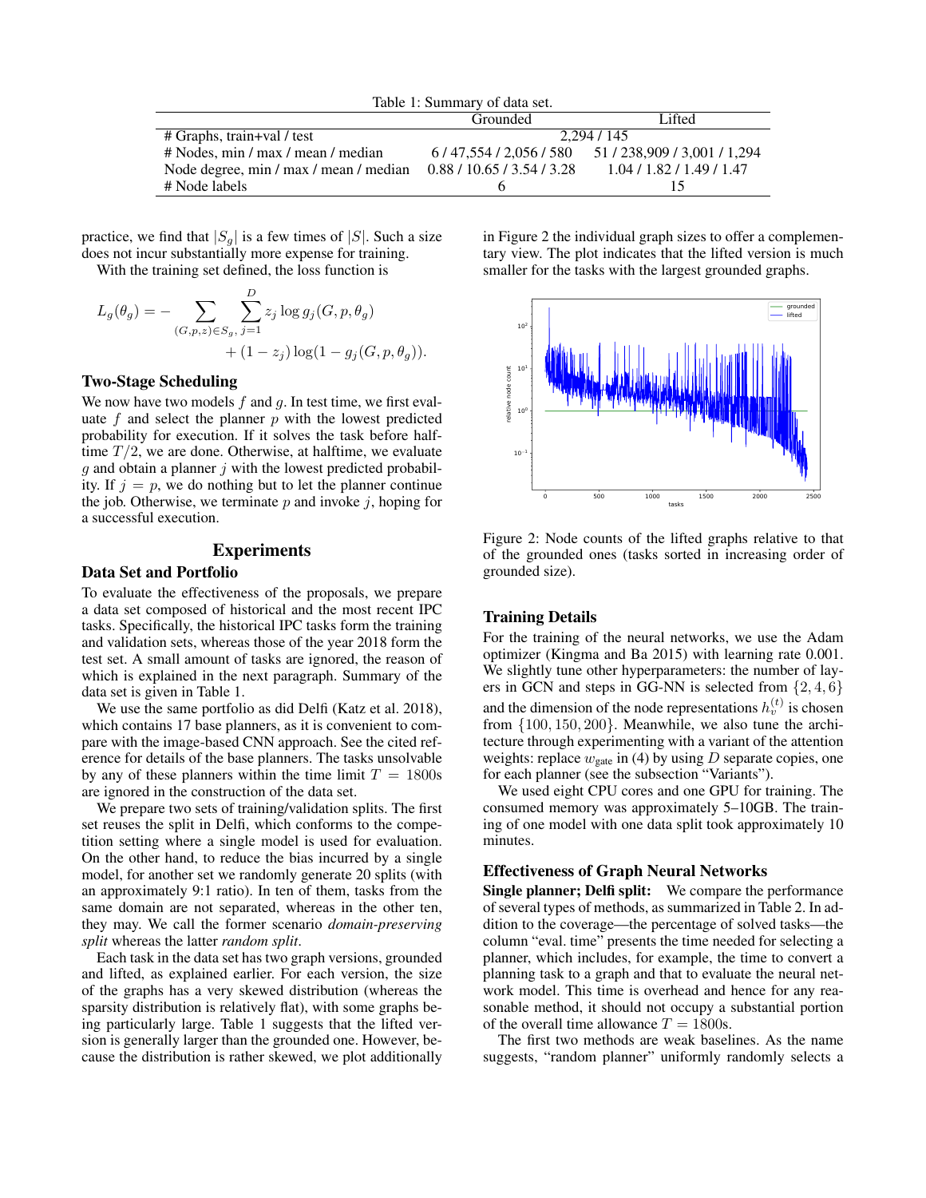Table 1: Summary of data set.

| | Grounded | Lifted |
|---|---|---|
| # Graphs, train+val / test | 2,294 / 145 | |
| # Nodes, min / max / mean / median | 6 / 47,554 / 2,056 / 580 | 51 / 238,909 / 3,001 / 1,294 |
| Node degree, min / max / mean / median | 0.88 / 10.65 / 3.54 / 3.28 | 1.04 / 1.82 / 1.49 / 1.47 |
| # Node labels | 6 | 15 |

practice, we find that $|S_g|$ is a few times of $|S|$. Such a size does not incur substantially more expense for training.

With the training set defined, the loss function is

$$L_g(\theta_g) = -\sum_{(G,p,z)\in S_g,}\sum_{j=1}^{D} z_j \log g_j(G, p, \theta_g) + (1 - z_j)\log(1 - g_j(G, p, \theta_g)).$$

### Two-Stage Scheduling

We now have two models $f$ and $g$. In test time, we first evaluate $f$ and select the planner $p$ with the lowest predicted probability for execution. If it solves the task before halftime $T/2$, we are done. Otherwise, at halftime, we evaluate $g$ and obtain a planner $j$ with the lowest predicted probability. If $j = p$, we do nothing but to let the planner continue the job. Otherwise, we terminate $p$ and invoke $j$, hoping for a successful execution.

## Experiments

### Data Set and Portfolio

To evaluate the effectiveness of the proposals, we prepare a data set composed of historical and the most recent IPC tasks. Specifically, the historical IPC tasks form the training and validation sets, whereas those of the year 2018 form the test set. A small amount of tasks are ignored, the reason of which is explained in the next paragraph. Summary of the data set is given in Table 1.

We use the same portfolio as did Delfi (Katz et al. 2018), which contains 17 base planners, as it is convenient to compare with the image-based CNN approach. See the cited reference for details of the base planners. The tasks unsolvable by any of these planners within the time limit $T = 1800$s are ignored in the construction of the data set.

We prepare two sets of training/validation splits. The first set reuses the split in Delfi, which conforms to the competition setting where a single model is used for evaluation. On the other hand, to reduce the bias incurred by a single model, for another set we randomly generate 20 splits (with an approximately 9:1 ratio). In ten of them, tasks from the same domain are not separated, whereas in the other ten, they may. We call the former scenario *domain-preserving split* whereas the latter *random split*.

Each task in the data set has two graph versions, grounded and lifted, as explained earlier. For each version, the size of the graphs has a very skewed distribution (whereas the sparsity distribution is relatively flat), with some graphs being particularly large. Table 1 suggests that the lifted version is generally larger than the grounded one. However, because the distribution is rather skewed, we plot additionally in Figure 2 the individual graph sizes to offer a complementary view. The plot indicates that the lifted version is much smaller for the tasks with the largest grounded graphs.

Figure 2: Node counts of the lifted graphs relative to that of the grounded ones (tasks sorted in increasing order of grounded size).

### Training Details

For the training of the neural networks, we use the Adam optimizer (Kingma and Ba 2015) with learning rate 0.001. We slightly tune other hyperparameters: the number of layers in GCN and steps in GG-NN is selected from $\{2, 4, 6\}$ and the dimension of the node representations $h_v^{(t)}$ is chosen from $\{100, 150, 200\}$. Meanwhile, we also tune the architecture through experimenting with a variant of the attention weights: replace $w_{\text{gate}}$ in (4) by using $D$ separate copies, one for each planner (see the subsection "Variants").

We used eight CPU cores and one GPU for training. The consumed memory was approximately 5–10GB. The training of one model with one data split took approximately 10 minutes.

### Effectiveness of Graph Neural Networks

**Single planner; Delfi split:** We compare the performance of several types of methods, as summarized in Table 2. In addition to the coverage—the percentage of solved tasks—the column "eval. time" presents the time needed for selecting a planner, which includes, for example, the time to convert a planning task to a graph and that to evaluate the neural network model. This time is overhead and hence for any reasonable method, it should not occupy a substantial portion of the overall time allowance $T = 1800$s.

The first two methods are weak baselines. As the name suggests, "random planner" uniformly randomly selects a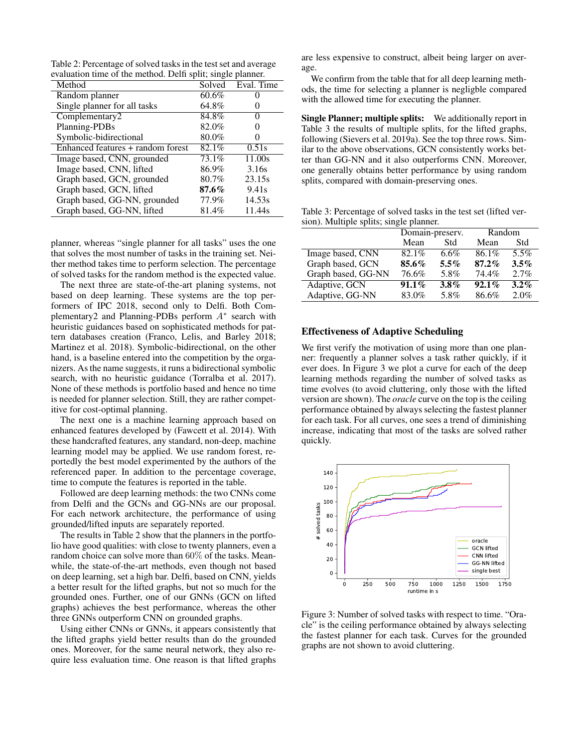Table 2: Percentage of solved tasks in the test set and average evaluation time of the method. Delfi split; single planner.

| Method | Solved | Eval. Time |
|---|---|---|
| Random planner | 60.6% | 0 |
| Single planner for all tasks | 64.8% | 0 |
| Complementary2 | 84.8% | 0 |
| Planning-PDBs | 82.0% | 0 |
| Symbolic-bidirectional | 80.0% | 0 |
| Enhanced features + random forest | 82.1% | 0.51s |
| Image based, CNN, grounded | 73.1% | 11.00s |
| Image based, CNN, lifted | 86.9% | 3.16s |
| Graph based, GCN, grounded | 80.7% | 23.15s |
| Graph based, GCN, lifted | **87.6%** | 9.41s |
| Graph based, GG-NN, grounded | 77.9% | 14.53s |
| Graph based, GG-NN, lifted | 81.4% | 11.44s |

planner, whereas "single planner for all tasks" uses the one that solves the most number of tasks in the training set. Neither method takes time to perform selection. The percentage of solved tasks for the random method is the expected value.

The next three are state-of-the-art planing systems, not based on deep learning. These systems are the top performers of IPC 2018, second only to Delfi. Both Complementary2 and Planning-PDBs perform $A^*$ search with heuristic guidances based on sophisticated methods for pattern databases creation (Franco, Lelis, and Barley 2018; Martinez et al. 2018). Symbolic-bidirectional, on the other hand, is a baseline entered into the competition by the organizers. As the name suggests, it runs a bidirectional symbolic search, with no heuristic guidance (Torralba et al. 2017). None of these methods is portfolio based and hence no time is needed for planner selection. Still, they are rather competitive for cost-optimal planning.

The next one is a machine learning approach based on enhanced features developed by (Fawcett et al. 2014). With these handcrafted features, any standard, non-deep, machine learning model may be applied. We use random forest, reportedly the best model experimented by the authors of the referenced paper. In addition to the percentage coverage, time to compute the features is reported in the table.

Followed are deep learning methods: the two CNNs come from Delfi and the GCNs and GG-NNs are our proposal. For each network architecture, the performance of using grounded/lifted inputs are separately reported.

The results in Table 2 show that the planners in the portfolio have good qualities: with close to twenty planners, even a random choice can solve more than 60% of the tasks. Meanwhile, the state-of-the-art methods, even though not based on deep learning, set a high bar. Delfi, based on CNN, yields a better result for the lifted graphs, but not so much for the grounded ones. Further, one of our GNNs (GCN on lifted graphs) achieves the best performance, whereas the other three GNNs outperform CNN on grounded graphs.

Using either CNNs or GNNs, it appears consistently that the lifted graphs yield better results than do the grounded ones. Moreover, for the same neural network, they also require less evaluation time. One reason is that lifted graphs are less expensive to construct, albeit being larger on average.

We confirm from the table that for all deep learning methods, the time for selecting a planner is negligble compared with the allowed time for executing the planner.

**Single Planner; multiple splits:** We additionally report in Table 3 the results of multiple splits, for the lifted graphs, following (Sievers et al. 2019a). See the top three rows. Similar to the above observations, GCN consistently works better than GG-NN and it also outperforms CNN. Moreover, one generally obtains better performance by using random splits, compared with domain-preserving ones.

Table 3: Percentage of solved tasks in the test set (lifted version). Multiple splits; single planner.

| | Domain-preserv. | | Random | |
|---|---|---|---|---|
| | Mean | Std | Mean | Std |
| Image based, CNN | 82.1% | 6.6% | 86.1% | 5.5% |
| Graph based, GCN | **85.6%** | **5.5%** | **87.2%** | **3.5%** |
| Graph based, GG-NN | 76.6% | 5.8% | 74.4% | 2.7% |
| Adaptive, GCN | **91.1%** | **3.8%** | **92.1%** | **3.2%** |
| Adaptive, GG-NN | 83.0% | 5.8% | 86.6% | 2.0% |

## Effectiveness of Adaptive Scheduling

We first verify the motivation of using more than one planner: frequently a planner solves a task rather quickly, if it ever does. In Figure 3 we plot a curve for each of the deep learning methods regarding the number of solved tasks as time evolves (to avoid cluttering, only those with the lifted version are shown). The *oracle* curve on the top is the ceiling performance obtained by always selecting the fastest planner for each task. For all curves, one sees a trend of diminishing increase, indicating that most of the tasks are solved rather quickly.

Figure 3: Number of solved tasks with respect to time. "Oracle" is the ceiling performance obtained by always selecting the fastest planner for each task. Curves for the grounded graphs are not shown to avoid cluttering.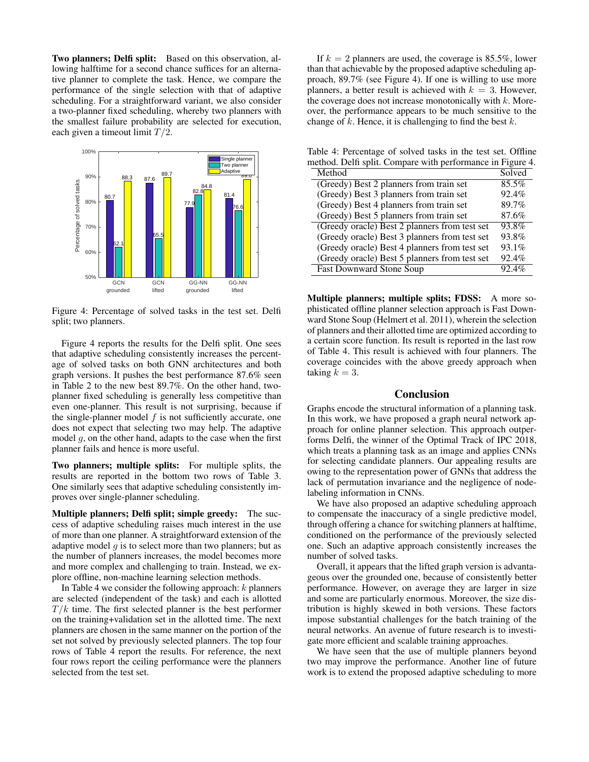**Two planners; Delfi split:** Based on this observation, allowing halftime for a second chance suffices for an alternative planner to complete the task. Hence, we compare the performance of the single selection with that of adaptive scheduling. For a straightforward variant, we also consider a two-planner fixed scheduling, whereby two planners with the smallest failure probability are selected for execution, each given a timeout limit $T/2$.

Figure 4: Percentage of solved tasks in the test set. Delfi split; two planners.

Figure 4 reports the results for the Delfi split. One sees that adaptive scheduling consistently increases the percentage of solved tasks on both GNN architectures and both graph versions. It pushes the best performance 87.6% seen in Table 2 to the new best 89.7%. On the other hand, two-planner fixed scheduling is generally less competitive than even one-planner. This result is not surprising, because if the single-planner model $f$ is not sufficiently accurate, one does not expect that selecting two may help. The adaptive model $g$, on the other hand, adapts to the case when the first planner fails and hence is more useful.

**Two planners; multiple splits:** For multiple splits, the results are reported in the bottom two rows of Table 3. One similarly sees that adaptive scheduling consistently improves over single-planner scheduling.

**Multiple planners; Delfi split; simple greedy:** The success of adaptive scheduling raises much interest in the use of more than one planner. A straightforward extension of the adaptive model $g$ is to select more than two planners; but as the number of planners increases, the model becomes more and more complex and challenging to train. Instead, we explore offline, non-machine learning selection methods.

In Table 4 we consider the following approach: $k$ planners are selected (independent of the task) and each is allotted $T/k$ time. The first selected planner is the best performer on the training+validation set in the allotted time. The next planners are chosen in the same manner on the portion of the set not solved by previously selected planners. The top four rows of Table 4 report the results. For reference, the next four rows report the ceiling performance were the planners selected from the test set.

If $k = 2$ planners are used, the coverage is 85.5%, lower than that achievable by the proposed adaptive scheduling approach, 89.7% (see Figure 4). If one is willing to use more planners, a better result is achieved with $k = 3$. However, the coverage does not increase monotonically with $k$. Moreover, the performance appears to be much sensitive to the change of $k$. Hence, it is challenging to find the best $k$.

Table 4: Percentage of solved tasks in the test set. Offline method. Delfi split. Compare with performance in Figure 4.

| Method | Solved |
|---|---|
| (Greedy) Best 2 planners from train set | 85.5% |
| (Greedy) Best 3 planners from train set | 92.4% |
| (Greedy) Best 4 planners from train set | 89.7% |
| (Greedy) Best 5 planners from train set | 87.6% |
| (Greedy oracle) Best 2 planners from test set | 93.8% |
| (Greedy oracle) Best 3 planners from test set | 93.8% |
| (Greedy oracle) Best 4 planners from test set | 93.1% |
| (Greedy oracle) Best 5 planners from test set | 92.4% |
| Fast Downward Stone Soup | 92.4% |

**Multiple planners; multiple splits; FDSS:** A more sophisticated offline planner selection approach is Fast Downward Stone Soup (Helmert et al. 2011), wherein the selection of planners and their allotted time are optimized according to a certain score function. Its result is reported in the last row of Table 4. This result is achieved with four planners. The coverage coincides with the above greedy approach when taking $k = 3$.

## Conclusion

Graphs encode the structural information of a planning task. In this work, we have proposed a graph neural network approach for online planner selection. This approach outperforms Delfi, the winner of the Optimal Track of IPC 2018, which treats a planning task as an image and applies CNNs for selecting candidate planners. Our appealing results are owing to the representation power of GNNs that address the lack of permutation invariance and the negligence of node-labeling information in CNNs.

We have also proposed an adaptive scheduling approach to compensate the inaccuracy of a single predictive model, through offering a chance for switching planners at halftime, conditioned on the performance of the previously selected one. Such an adaptive approach consistently increases the number of solved tasks.

Overall, it appears that the lifted graph version is advantageous over the grounded one, because of consistently better performance. However, on average they are larger in size and some are particularly enormous. Moreover, the size distribution is highly skewed in both versions. These factors impose substantial challenges for the batch training of the neural networks. An avenue of future research is to investigate more efficient and scalable training approaches.

We have seen that the use of multiple planners beyond two may improve the performance. Another line of future work is to extend the proposed adaptive scheduling to more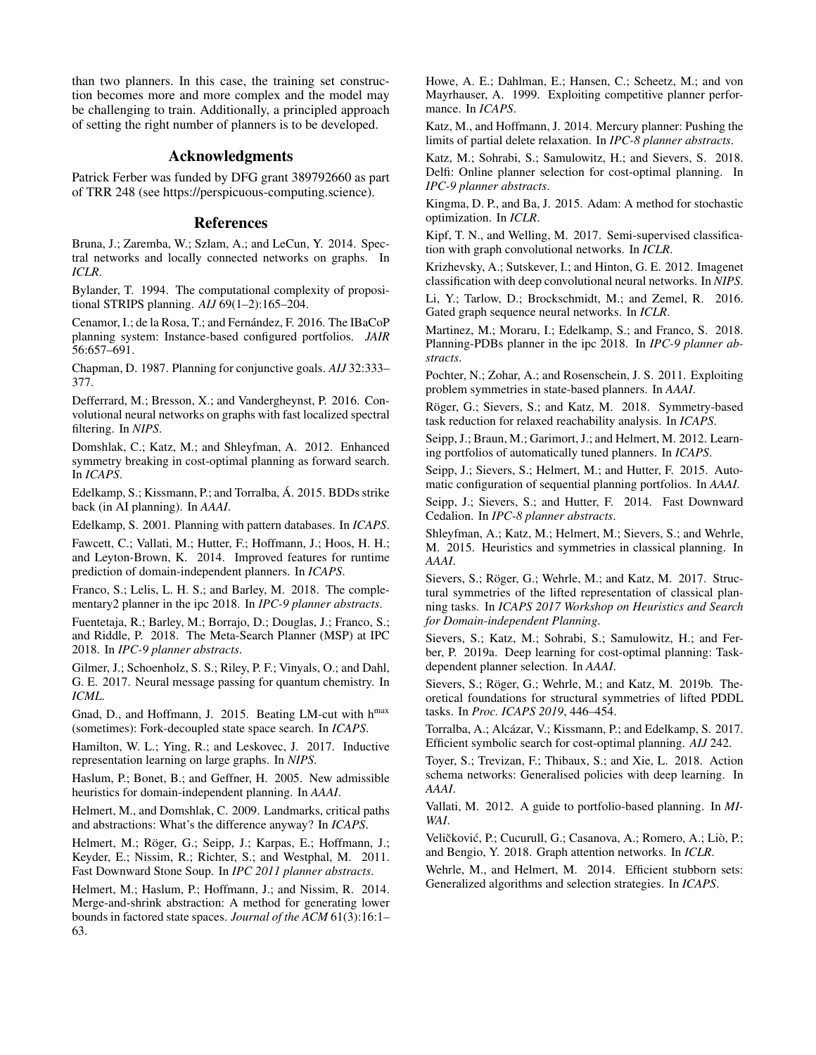than two planners. In this case, the training set construction becomes more and more complex and the model may be challenging to train. Additionally, a principled approach of setting the right number of planners is to be developed.

## Acknowledgments

Patrick Ferber was funded by DFG grant 389792660 as part of TRR 248 (see https://perspicuous-computing.science).

## References

Bruna, J.; Zaremba, W.; Szlam, A.; and LeCun, Y. 2014. Spectral networks and locally connected networks on graphs. In *ICLR*.

Bylander, T. 1994. The computational complexity of propositional STRIPS planning. *AIJ* 69(1–2):165–204.

Cenamor, I.; de la Rosa, T.; and Fernández, F. 2016. The IBaCoP planning system: Instance-based configured portfolios. *JAIR* 56:657–691.

Chapman, D. 1987. Planning for conjunctive goals. *AIJ* 32:333–377.

Defferrard, M.; Bresson, X.; and Vandergheynst, P. 2016. Convolutional neural networks on graphs with fast localized spectral filtering. In *NIPS*.

Domshlak, C.; Katz, M.; and Shleyfman, A. 2012. Enhanced symmetry breaking in cost-optimal planning as forward search. In *ICAPS*.

Edelkamp, S.; Kissmann, P.; and Torralba, Á. 2015. BDDs strike back (in AI planning). In *AAAI*.

Edelkamp, S. 2001. Planning with pattern databases. In *ICAPS*.

Fawcett, C.; Vallati, M.; Hutter, F.; Hoffmann, J.; Hoos, H. H.; and Leyton-Brown, K. 2014. Improved features for runtime prediction of domain-independent planners. In *ICAPS*.

Franco, S.; Lelis, L. H. S.; and Barley, M. 2018. The complementary2 planner in the ipc 2018. In *IPC-9 planner abstracts*.

Fuentetaja, R.; Barley, M.; Borrajo, D.; Douglas, J.; Franco, S.; and Riddle, P. 2018. The Meta-Search Planner (MSP) at IPC 2018. In *IPC-9 planner abstracts*.

Gilmer, J.; Schoenholz, S. S.; Riley, P. F.; Vinyals, O.; and Dahl, G. E. 2017. Neural message passing for quantum chemistry. In *ICML*.

Gnad, D., and Hoffmann, J. 2015. Beating LM-cut with $h^{max}$ (sometimes): Fork-decoupled state space search. In *ICAPS*.

Hamilton, W. L.; Ying, R.; and Leskovec, J. 2017. Inductive representation learning on large graphs. In *NIPS*.

Haslum, P.; Bonet, B.; and Geffner, H. 2005. New admissible heuristics for domain-independent planning. In *AAAI*.

Helmert, M., and Domshlak, C. 2009. Landmarks, critical paths and abstractions: What's the difference anyway? In *ICAPS*.

Helmert, M.; Röger, G.; Seipp, J.; Karpas, E.; Hoffmann, J.; Keyder, E.; Nissim, R.; Richter, S.; and Westphal, M. 2011. Fast Downward Stone Soup. In *IPC 2011 planner abstracts*.

Helmert, M.; Haslum, P.; Hoffmann, J.; and Nissim, R. 2014. Merge-and-shrink abstraction: A method for generating lower bounds in factored state spaces. *Journal of the ACM* 61(3):16:1–63.

Howe, A. E.; Dahlman, E.; Hansen, C.; Scheetz, M.; and von Mayrhauser, A. 1999. Exploiting competitive planner performance. In *ICAPS*.

Katz, M., and Hoffmann, J. 2014. Mercury planner: Pushing the limits of partial delete relaxation. In *IPC-8 planner abstracts*.

Katz, M.; Sohrabi, S.; Samulowitz, H.; and Sievers, S. 2018. Delfi: Online planner selection for cost-optimal planning. In *IPC-9 planner abstracts*.

Kingma, D. P., and Ba, J. 2015. Adam: A method for stochastic optimization. In *ICLR*.

Kipf, T. N., and Welling, M. 2017. Semi-supervised classification with graph convolutional networks. In *ICLR*.

Krizhevsky, A.; Sutskever, I.; and Hinton, G. E. 2012. Imagenet classification with deep convolutional neural networks. In *NIPS*.

Li, Y.; Tarlow, D.; Brockschmidt, M.; and Zemel, R. 2016. Gated graph sequence neural networks. In *ICLR*.

Martinez, M.; Moraru, I.; Edelkamp, S.; and Franco, S. 2018. Planning-PDBs planner in the ipc 2018. In *IPC-9 planner abstracts*.

Pochter, N.; Zohar, A.; and Rosenschein, J. S. 2011. Exploiting problem symmetries in state-based planners. In *AAAI*.

Röger, G.; Sievers, S.; and Katz, M. 2018. Symmetry-based task reduction for relaxed reachability analysis. In *ICAPS*.

Seipp, J.; Braun, M.; Garimort, J.; and Helmert, M. 2012. Learning portfolios of automatically tuned planners. In *ICAPS*.

Seipp, J.; Sievers, S.; Helmert, M.; and Hutter, F. 2015. Automatic configuration of sequential planning portfolios. In *AAAI*.

Seipp, J.; Sievers, S.; and Hutter, F. 2014. Fast Downward Cedalion. In *IPC-8 planner abstracts*.

Shleyfman, A.; Katz, M.; Helmert, M.; Sievers, S.; and Wehrle, M. 2015. Heuristics and symmetries in classical planning. In *AAAI*.

Sievers, S.; Röger, G.; Wehrle, M.; and Katz, M. 2017. Structural symmetries of the lifted representation of classical planning tasks. In *ICAPS 2017 Workshop on Heuristics and Search for Domain-independent Planning*.

Sievers, S.; Katz, M.; Sohrabi, S.; Samulowitz, H.; and Ferber, P. 2019a. Deep learning for cost-optimal planning: Task-dependent planner selection. In *AAAI*.

Sievers, S.; Röger, G.; Wehrle, M.; and Katz, M. 2019b. Theoretical foundations for structural symmetries of lifted PDDL tasks. In *Proc. ICAPS 2019*, 446–454.

Torralba, A.; Alcázar, V.; Kissmann, P.; and Edelkamp, S. 2017. Efficient symbolic search for cost-optimal planning. *AIJ* 242.

Toyer, S.; Trevizan, F.; Thibaux, S.; and Xie, L. 2018. Action schema networks: Generalised policies with deep learning. In *AAAI*.

Vallati, M. 2012. A guide to portfolio-based planning. In *MIWAI*.

Veličković, P.; Cucurull, G.; Casanova, A.; Romero, A.; Liò, P.; and Bengio, Y. 2018. Graph attention networks. In *ICLR*.

Wehrle, M., and Helmert, M. 2014. Efficient stubborn sets: Generalized algorithms and selection strategies. In *ICAPS*.